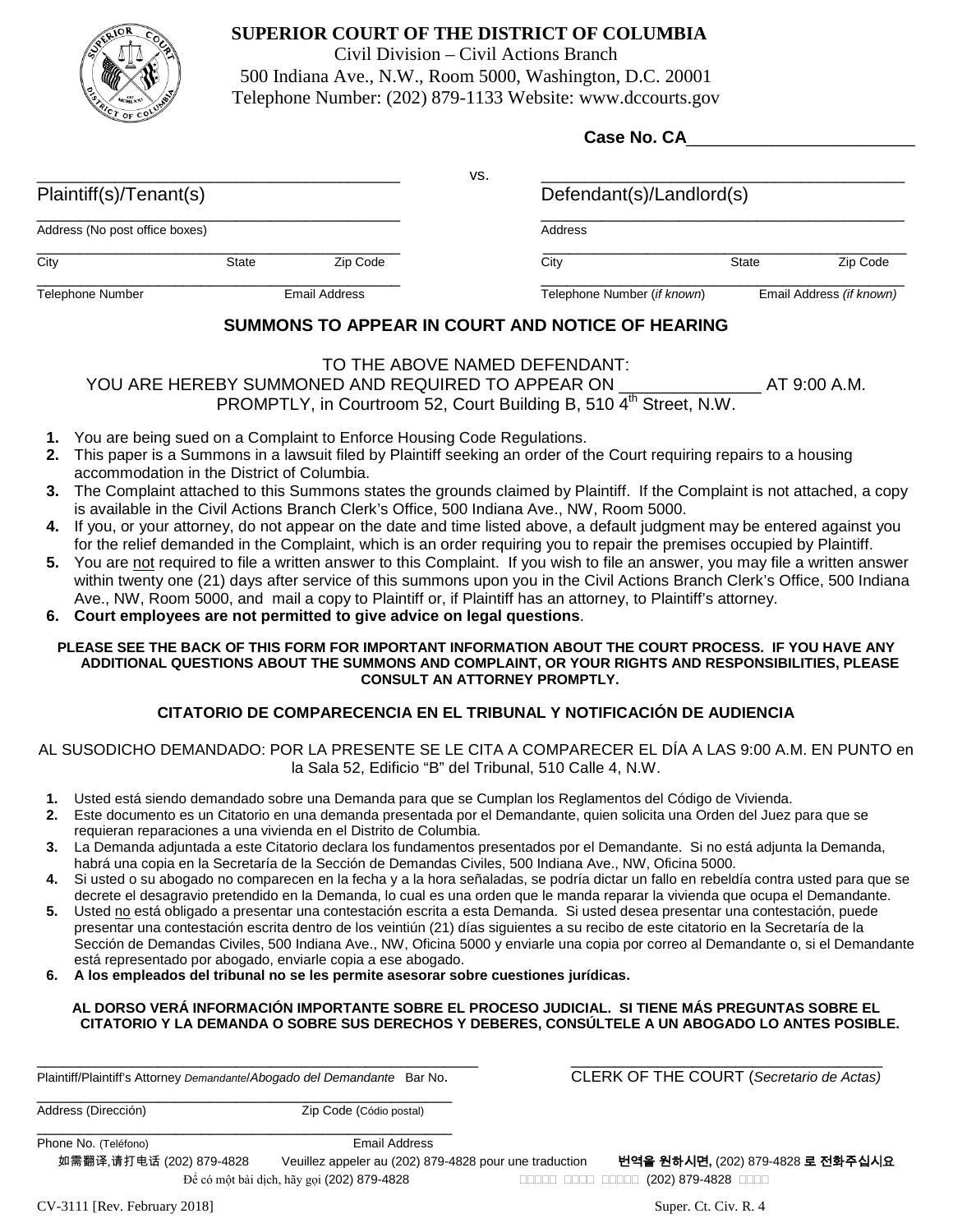**SUPERIOR COURT OF THE DISTRICT OF COLUMBIA**
Civil Division – Civil Actions Branch
500 Indiana Ave., N.W., Room 5000, Washington, D.C. 20001
Telephone Number: (202) 879-1133 Website: www.dccourts.gov

**Case No. CA**________________________

| ______________________________ | vs. | ______________________________ |
|---|---|---|
| Plaintiff(s)/Tenant(s) | | Defendant(s)/Landlord(s) |
| Address (No post office boxes) | | Address |
| City / State / Zip Code | | City / State / Zip Code |
| Telephone Number / Email Address | | Telephone Number (*if known*) / Email Address *(if known)* |

## SUMMONS TO APPEAR IN COURT AND NOTICE OF HEARING

TO THE ABOVE NAMED DEFENDANT:
YOU ARE HEREBY SUMMONED AND REQUIRED TO APPEAR ON _______________ AT 9:00 A.M. PROMPTLY, in Courtroom 52, Court Building B, 510 4th Street, N.W.

1. You are being sued on a Complaint to Enforce Housing Code Regulations.
2. This paper is a Summons in a lawsuit filed by Plaintiff seeking an order of the Court requiring repairs to a housing accommodation in the District of Columbia.
3. The Complaint attached to this Summons states the grounds claimed by Plaintiff. If the Complaint is not attached, a copy is available in the Civil Actions Branch Clerk's Office, 500 Indiana Ave., NW, Room 5000.
4. If you, or your attorney, do not appear on the date and time listed above, a default judgment may be entered against you for the relief demanded in the Complaint, which is an order requiring you to repair the premises occupied by Plaintiff.
5. You are not required to file a written answer to this Complaint. If you wish to file an answer, you may file a written answer within twenty one (21) days after service of this summons upon you in the Civil Actions Branch Clerk's Office, 500 Indiana Ave., NW, Room 5000, and mail a copy to Plaintiff or, if Plaintiff has an attorney, to Plaintiff's attorney.
6. **Court employees are not permitted to give advice on legal questions**.

**PLEASE SEE THE BACK OF THIS FORM FOR IMPORTANT INFORMATION ABOUT THE COURT PROCESS. IF YOU HAVE ANY ADDITIONAL QUESTIONS ABOUT THE SUMMONS AND COMPLAINT, OR YOUR RIGHTS AND RESPONSIBILITIES, PLEASE CONSULT AN ATTORNEY PROMPTLY.**

## CITATORIO DE COMPARECENCIA EN EL TRIBUNAL Y NOTIFICACIÓN DE AUDIENCIA

AL SUSODICHO DEMANDADO: POR LA PRESENTE SE LE CITA A COMPARECER EL DÍA A LAS 9:00 A.M. EN PUNTO en la Sala 52, Edificio "B" del Tribunal, 510 Calle 4, N.W.

1. Usted está siendo demandado sobre una Demanda para que se Cumplan los Reglamentos del Código de Vivienda.
2. Este documento es un Citatorio en una demanda presentada por el Demandante, quien solicita una Orden del Juez para que se requieran reparaciones a una vivienda en el Distrito de Columbia.
3. La Demanda adjuntada a este Citatorio declara los fundamentos presentados por el Demandante. Si no está adjunta la Demanda, habrá una copia en la Secretaría de la Sección de Demandas Civiles, 500 Indiana Ave., NW, Oficina 5000.
4. Si usted o su abogado no comparecen en la fecha y a la hora señaladas, se podría dictar un fallo en rebeldía contra usted para que se decrete el desagravio pretendido en la Demanda, lo cual es una orden que le manda reparar la vivienda que ocupa el Demandante.
5. Usted no está obligado a presentar una contestación escrita a esta Demanda. Si usted desea presentar una contestación, puede presentar una contestación escrita dentro de los veintiún (21) días siguientes a su recibo de este citatorio en la Secretaría de la Sección de Demandas Civiles, 500 Indiana Ave., NW, Oficina 5000 y enviarle una copia por correo al Demandante o, si el Demandante está representado por abogado, enviarle copia a ese abogado.
6. **A los empleados del tribunal no se les permite asesorar sobre cuestiones jurídicas.**

**AL DORSO VERÁ INFORMACIÓN IMPORTANTE SOBRE EL PROCESO JUDICIAL. SI TIENE MÁS PREGUNTAS SOBRE EL CITATORIO Y LA DEMANDA O SOBRE SUS DERECHOS Y DEBERES, CONSÚLTELE A UN ABOGADO LO ANTES POSIBLE.**

______________________________________________
Plaintiff/Plaintiff's Attorney *Demandante/Abogado del Demandante* Bar No.

______________________________________________
Address (Dirección) Zip Code (Códio postal)

______________________________________________
Phone No. (Teléfono) Email Address

______________________________
CLERK OF THE COURT (*Secretario de Actas)*

如需翻译,请打电话 (202) 879-4828 Veuillez appeler au (202) 879-4828 pour une traduction **번역을 원하시면,** (202) 879-4828 **로 전화주십시요**
Để có một bài dịch, hãy gọi (202) 879-4828 □□□□□ □□□□ □□□□□ (202) 879-4828 □□□□

CV-3111 [Rev. February 2018] Super. Ct. Civ. R. 4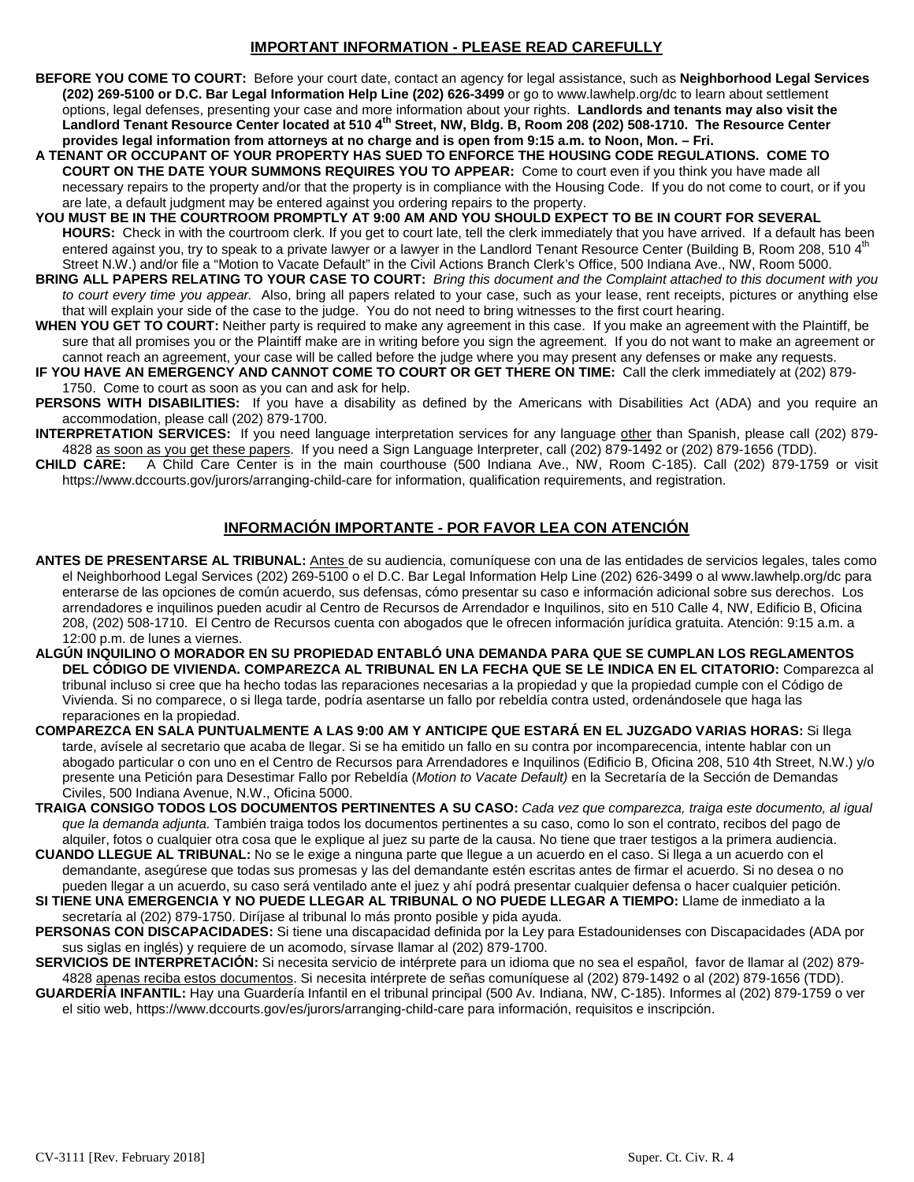## IMPORTANT INFORMATION - PLEASE READ CAREFULLY

**BEFORE YOU COME TO COURT:** Before your court date, contact an agency for legal assistance, such as **Neighborhood Legal Services (202) 269-5100 or D.C. Bar Legal Information Help Line (202) 626-3499** or go to www.lawhelp.org/dc to learn about settlement options, legal defenses, presenting your case and more information about your rights. **Landlords and tenants may also visit the Landlord Tenant Resource Center located at 510 4th Street, NW, Bldg. B, Room 208 (202) 508-1710. The Resource Center provides legal information from attorneys at no charge and is open from 9:15 a.m. to Noon, Mon. – Fri.**

**A TENANT OR OCCUPANT OF YOUR PROPERTY HAS SUED TO ENFORCE THE HOUSING CODE REGULATIONS. COME TO COURT ON THE DATE YOUR SUMMONS REQUIRES YOU TO APPEAR:** Come to court even if you think you have made all necessary repairs to the property and/or that the property is in compliance with the Housing Code. If you do not come to court, or if you are late, a default judgment may be entered against you ordering repairs to the property.

**YOU MUST BE IN THE COURTROOM PROMPTLY AT 9:00 AM AND YOU SHOULD EXPECT TO BE IN COURT FOR SEVERAL HOURS:** Check in with the courtroom clerk. If you get to court late, tell the clerk immediately that you have arrived. If a default has been entered against you, try to speak to a private lawyer or a lawyer in the Landlord Tenant Resource Center (Building B, Room 208, 510 4th Street N.W.) and/or file a "Motion to Vacate Default" in the Civil Actions Branch Clerk's Office, 500 Indiana Ave., NW, Room 5000.

**BRING ALL PAPERS RELATING TO YOUR CASE TO COURT:** *Bring this document and the Complaint attached to this document with you to court every time you appear.* Also, bring all papers related to your case, such as your lease, rent receipts, pictures or anything else that will explain your side of the case to the judge. You do not need to bring witnesses to the first court hearing.

**WHEN YOU GET TO COURT:** Neither party is required to make any agreement in this case. If you make an agreement with the Plaintiff, be sure that all promises you or the Plaintiff make are in writing before you sign the agreement. If you do not want to make an agreement or cannot reach an agreement, your case will be called before the judge where you may present any defenses or make any requests.

**IF YOU HAVE AN EMERGENCY AND CANNOT COME TO COURT OR GET THERE ON TIME:** Call the clerk immediately at (202) 879-1750. Come to court as soon as you can and ask for help.

**PERSONS WITH DISABILITIES:** If you have a disability as defined by the Americans with Disabilities Act (ADA) and you require an accommodation, please call (202) 879-1700.

**INTERPRETATION SERVICES:** If you need language interpretation services for any language other than Spanish, please call (202) 879-4828 as soon as you get these papers. If you need a Sign Language Interpreter, call (202) 879-1492 or (202) 879-1656 (TDD).

**CHILD CARE:** A Child Care Center is in the main courthouse (500 Indiana Ave., NW, Room C-185). Call (202) 879-1759 or visit https://www.dccourts.gov/jurors/arranging-child-care for information, qualification requirements, and registration.

## INFORMACIÓN IMPORTANTE - POR FAVOR LEA CON ATENCIÓN

**ANTES DE PRESENTARSE AL TRIBUNAL:** Antes de su audiencia, comuníquese con una de las entidades de servicios legales, tales como el Neighborhood Legal Services (202) 269-5100 o el D.C. Bar Legal Information Help Line (202) 626-3499 o al www.lawhelp.org/dc para enterarse de las opciones de común acuerdo, sus defensas, cómo presentar su caso e información adicional sobre sus derechos. Los arrendadores e inquilinos pueden acudir al Centro de Recursos de Arrendador e Inquilinos, sito en 510 Calle 4, NW, Edificio B, Oficina 208, (202) 508-1710. El Centro de Recursos cuenta con abogados que le ofrecen información jurídica gratuita. Atención: 9:15 a.m. a 12:00 p.m. de lunes a viernes.

**ALGÚN INQUILINO O MORADOR EN SU PROPIEDAD ENTABLÓ UNA DEMANDA PARA QUE SE CUMPLAN LOS REGLAMENTOS DEL CÓDIGO DE VIVIENDA. COMPAREZCA AL TRIBUNAL EN LA FECHA QUE SE LE INDICA EN EL CITATORIO:** Comparezca al tribunal incluso si cree que ha hecho todas las reparaciones necesarias a la propiedad y que la propiedad cumple con el Código de Vivienda. Si no comparece, o si llega tarde, podría asentarse un fallo por rebeldía contra usted, ordenándosele que haga las reparaciones en la propiedad.

**COMPAREZCA EN SALA PUNTUALMENTE A LAS 9:00 AM Y ANTICIPE QUE ESTARÁ EN EL JUZGADO VARIAS HORAS:** Si llega tarde, avísele al secretario que acaba de llegar. Si se ha emitido un fallo en su contra por incomparecencia, intente hablar con un abogado particular o con uno en el Centro de Recursos para Arrendadores e Inquilinos (Edificio B, Oficina 208, 510 4th Street, N.W.) y/o presente una Petición para Desestimar Fallo por Rebeldía (*Motion to Vacate Default)* en la Secretaría de la Sección de Demandas Civiles, 500 Indiana Avenue, N.W., Oficina 5000.

**TRAIGA CONSIGO TODOS LOS DOCUMENTOS PERTINENTES A SU CASO:** *Cada vez que comparezca, traiga este documento, al igual que la demanda adjunta.* También traiga todos los documentos pertinentes a su caso, como lo son el contrato, recibos del pago de alquiler, fotos o cualquier otra cosa que le explique al juez su parte de la causa. No tiene que traer testigos a la primera audiencia.

**CUANDO LLEGUE AL TRIBUNAL:** No se le exige a ninguna parte que llegue a un acuerdo en el caso. Si llega a un acuerdo con el demandante, asegúrese que todas sus promesas y las del demandante estén escritas antes de firmar el acuerdo. Si no desea o no pueden llegar a un acuerdo, su caso será ventilado ante el juez y ahí podrá presentar cualquier defensa o hacer cualquier petición.

**SI TIENE UNA EMERGENCIA Y NO PUEDE LLEGAR AL TRIBUNAL O NO PUEDE LLEGAR A TIEMPO:** Llame de inmediato a la secretaría al (202) 879-1750. Diríjase al tribunal lo más pronto posible y pida ayuda.

**PERSONAS CON DISCAPACIDADES:** Si tiene una discapacidad definida por la Ley para Estadounidenses con Discapacidades (ADA por sus siglas en inglés) y requiere de un acomodo, sírvase llamar al (202) 879-1700.

**SERVICIOS DE INTERPRETACIÓN:** Si necesita servicio de intérprete para un idioma que no sea el español, favor de llamar al (202) 879-4828 apenas reciba estos documentos. Si necesita intérprete de señas comuníquese al (202) 879-1492 o al (202) 879-1656 (TDD).

**GUARDERÍA INFANTIL:** Hay una Guardería Infantil en el tribunal principal (500 Av. Indiana, NW, C-185). Informes al (202) 879-1759 o ver el sitio web, https://www.dccourts.gov/es/jurors/arranging-child-care para información, requisitos e inscripción.

CV-3111 [Rev. February 2018] Super. Ct. Civ. R. 4